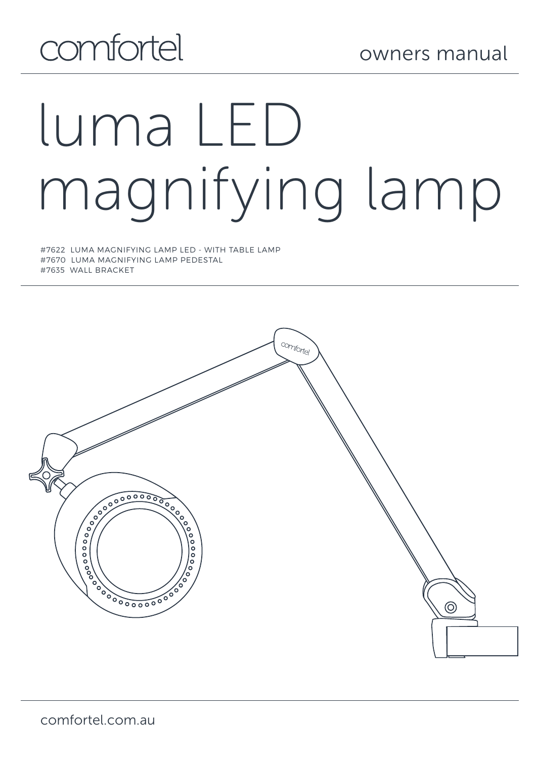comfortel

owners manual

# luma LED magnifying lamp

#7622 LUMA MAGNIFYING LAMP LED - WITH TABLE LAMP
#7670 LUMA MAGNIFYING LAMP PEDESTAL
#7635 WALL BRACKET

comfortel.com.au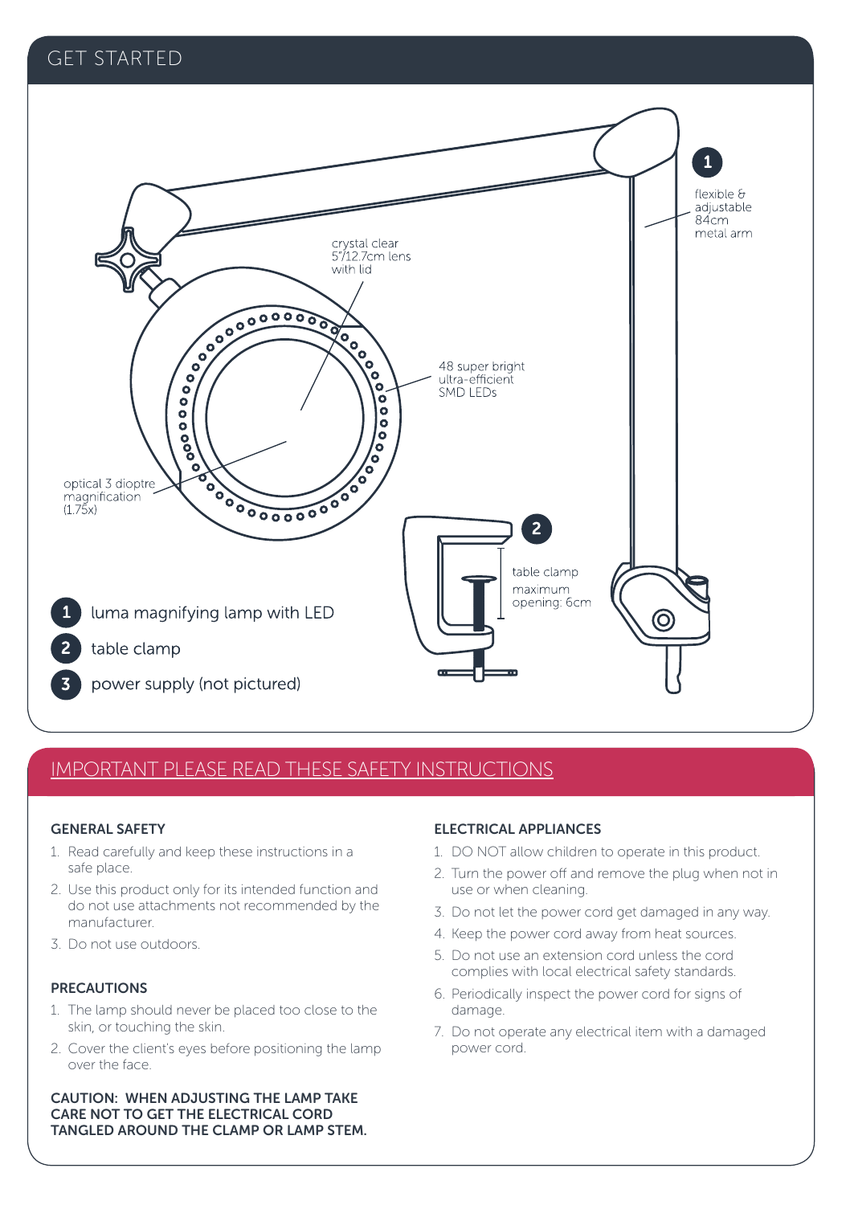# GET STARTED

flexible & adjustable 84cm metal arm

crystal clear 5"/12.7cm lens with lid

48 super bright ultra-efficient SMD LEDs

optical 3 dioptre magnification (1.75x)

table clamp maximum opening: 6cm

1. luma magnifying lamp with LED
2. table clamp
3. power supply (not pictured)

# IMPORTANT PLEASE READ THESE SAFETY INSTRUCTIONS

### GENERAL SAFETY

1. Read carefully and keep these instructions in a safe place.
2. Use this product only for its intended function and do not use attachments not recommended by the manufacturer.
3. Do not use outdoors.

### PRECAUTIONS

1. The lamp should never be placed too close to the skin, or touching the skin.
2. Cover the client's eyes before positioning the lamp over the face.

**CAUTION: WHEN ADJUSTING THE LAMP TAKE CARE NOT TO GET THE ELECTRICAL CORD TANGLED AROUND THE CLAMP OR LAMP STEM.**

### ELECTRICAL APPLIANCES

1. DO NOT allow children to operate in this product.
2. Turn the power off and remove the plug when not in use or when cleaning.
3. Do not let the power cord get damaged in any way.
4. Keep the power cord away from heat sources.
5. Do not use an extension cord unless the cord complies with local electrical safety standards.
6. Periodically inspect the power cord for signs of damage.
7. Do not operate any electrical item with a damaged power cord.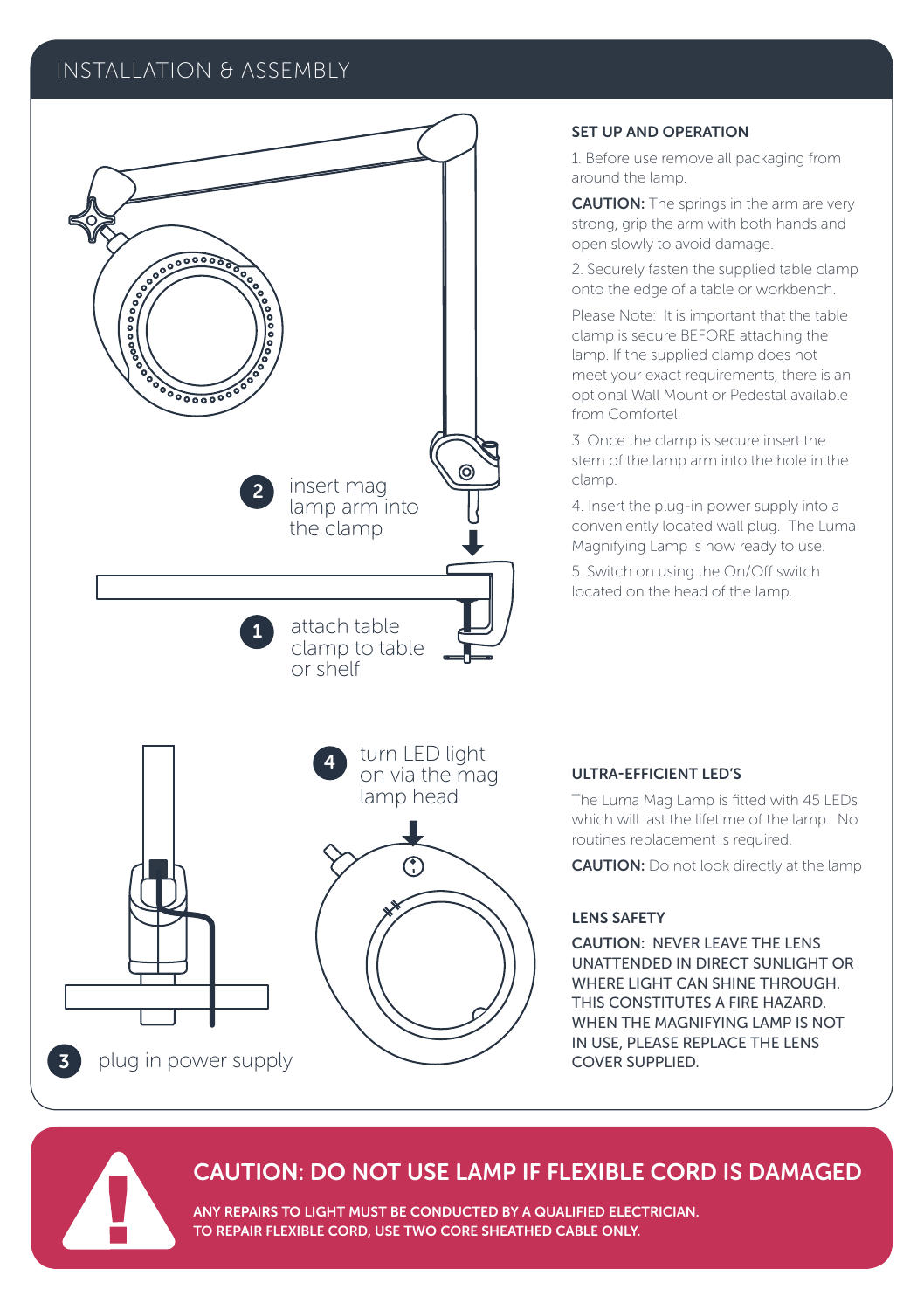## INSTALLATION & ASSEMBLY

2 insert mag lamp arm into the clamp

1 attach table clamp to table or shelf

4 turn LED light on via the mag lamp head

3 plug in power supply

### SET UP AND OPERATION

1. Before use remove all packaging from around the lamp.

**CAUTION:** The springs in the arm are very strong, grip the arm with both hands and open slowly to avoid damage.

2. Securely fasten the supplied table clamp onto the edge of a table or workbench.

Please Note: It is important that the table clamp is secure BEFORE attaching the lamp. If the supplied clamp does not meet your exact requirements, there is an optional Wall Mount or Pedestal available from Comfortel.

3. Once the clamp is secure insert the stem of the lamp arm into the hole in the clamp.

4. Insert the plug-in power supply into a conveniently located wall plug. The Luma Magnifying Lamp is now ready to use.

5. Switch on using the On/Off switch located on the head of the lamp.

### ULTRA-EFFICIENT LED'S

The Luma Mag Lamp is fitted with 45 LEDs which will last the lifetime of the lamp. No routines replacement is required.

**CAUTION:** Do not look directly at the lamp

### LENS SAFETY

**CAUTION:** NEVER LEAVE THE LENS UNATTENDED IN DIRECT SUNLIGHT OR WHERE LIGHT CAN SHINE THROUGH. THIS CONSTITUTES A FIRE HAZARD. WHEN THE MAGNIFYING LAMP IS NOT IN USE, PLEASE REPLACE THE LENS COVER SUPPLIED.

## CAUTION: DO NOT USE LAMP IF FLEXIBLE CORD IS DAMAGED

**ANY REPAIRS TO LIGHT MUST BE CONDUCTED BY A QUALIFIED ELECTRICIAN.**
**TO REPAIR FLEXIBLE CORD, USE TWO CORE SHEATHED CABLE ONLY.**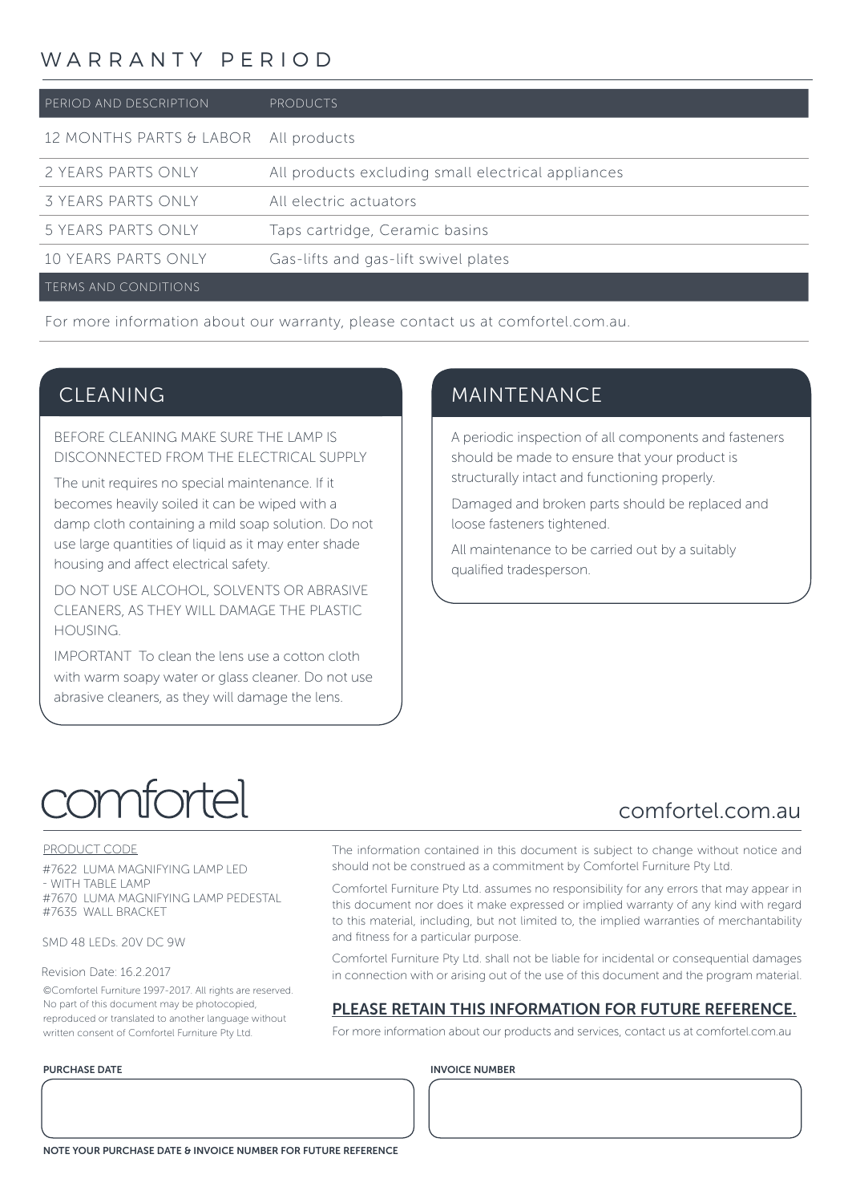# WARRANTY PERIOD

| PERIOD AND DESCRIPTION | PRODUCTS |
|---|---|
| 12 MONTHS PARTS & LABOR | All products |
| 2 YEARS PARTS ONLY | All products excluding small electrical appliances |
| 3 YEARS PARTS ONLY | All electric actuators |
| 5 YEARS PARTS ONLY | Taps cartridge, Ceramic basins |
| 10 YEARS PARTS ONLY | Gas-lifts and gas-lift swivel plates |

TERMS AND CONDITIONS

For more information about our warranty, please contact us at comfortel.com.au.

## CLEANING

BEFORE CLEANING MAKE SURE THE LAMP IS DISCONNECTED FROM THE ELECTRICAL SUPPLY

The unit requires no special maintenance. If it becomes heavily soiled it can be wiped with a damp cloth containing a mild soap solution. Do not use large quantities of liquid as it may enter shade housing and affect electrical safety.

DO NOT USE ALCOHOL, SOLVENTS OR ABRASIVE CLEANERS, AS THEY WILL DAMAGE THE PLASTIC HOUSING.

IMPORTANT To clean the lens use a cotton cloth with warm soapy water or glass cleaner. Do not use abrasive cleaners, as they will damage the lens.

## MAINTENANCE

A periodic inspection of all components and fasteners should be made to ensure that your product is structurally intact and functioning properly.

Damaged and broken parts should be replaced and loose fasteners tightened.

All maintenance to be carried out by a suitably qualified tradesperson.

comfortel

comfortel.com.au

PRODUCT CODE

#7622 LUMA MAGNIFYING LAMP LED
- WITH TABLE LAMP
#7670 LUMA MAGNIFYING LAMP PEDESTAL
#7635 WALL BRACKET

SMD 48 LEDs. 20V DC 9W

Revision Date: 16.2.2017

©Comfortel Furniture 1997-2017. All rights are reserved. No part of this document may be photocopied, reproduced or translated to another language without written consent of Comfortel Furniture Pty Ltd.

The information contained in this document is subject to change without notice and should not be construed as a commitment by Comfortel Furniture Pty Ltd.

Comfortel Furniture Pty Ltd. assumes no responsibility for any errors that may appear in this document nor does it make expressed or implied warranty of any kind with regard to this material, including, but not limited to, the implied warranties of merchantability and fitness for a particular purpose.

Comfortel Furniture Pty Ltd. shall not be liable for incidental or consequential damages in connection with or arising out of the use of this document and the program material.

**PLEASE RETAIN THIS INFORMATION FOR FUTURE REFERENCE.**

For more information about our products and services, contact us at comfortel.com.au

**PURCHASE DATE**

**INVOICE NUMBER**

**NOTE YOUR PURCHASE DATE & INVOICE NUMBER FOR FUTURE REFERENCE**